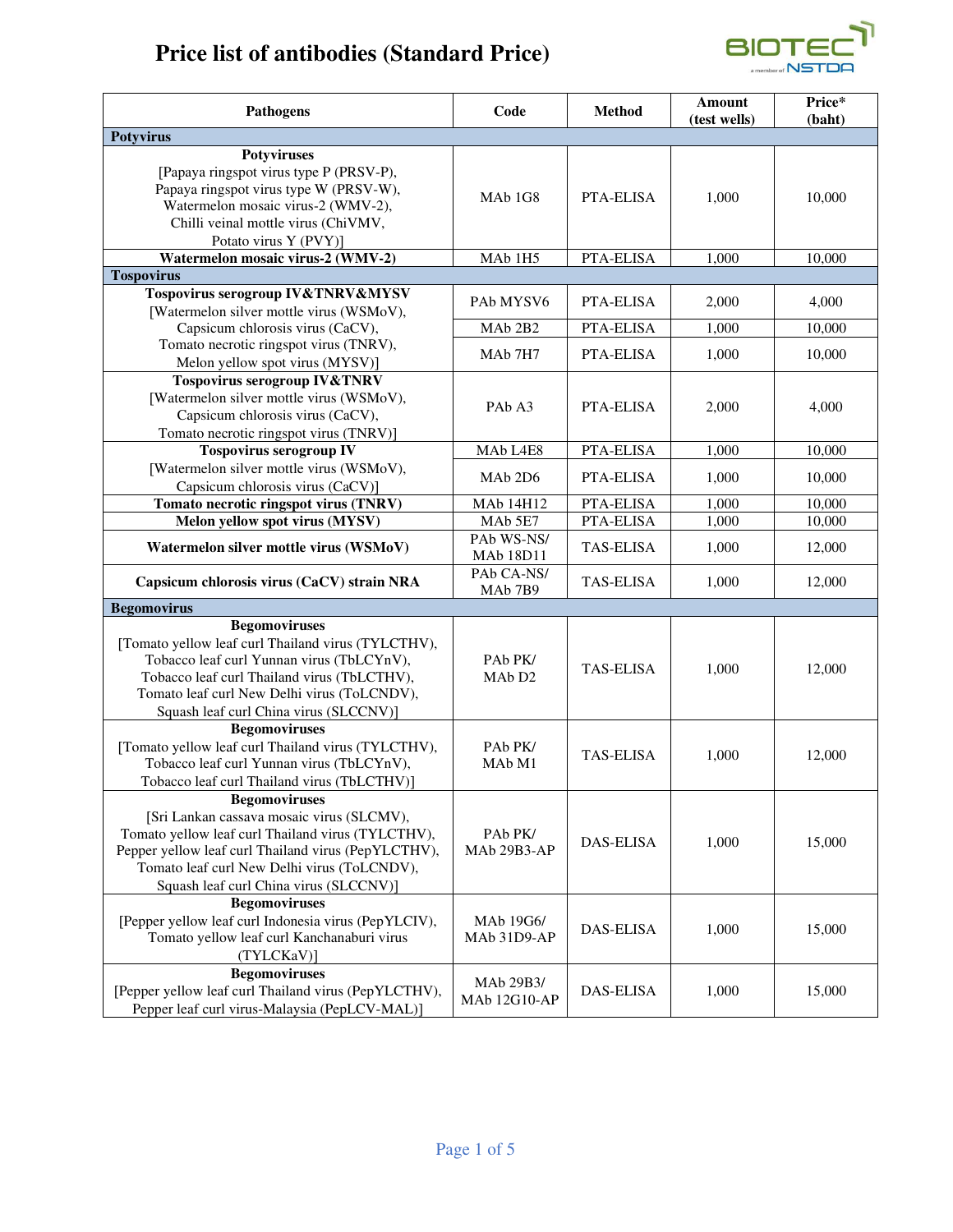# Price list of antibodies (Standard Price)

| Pathogens | Code | Method | Amount (test wells) | Price* (baht) |
|---|---|---|---|---|
| **Potyvirus** | | | | |
| **Potyviruses** [Papaya ringspot virus type P (PRSV-P), Papaya ringspot virus type W (PRSV-W), Watermelon mosaic virus-2 (WMV-2), Chilli veinal mottle virus (ChiVMV, Potato virus Y (PVY)] | MAb 1G8 | PTA-ELISA | 1,000 | 10,000 |
| **Watermelon mosaic virus-2 (WMV-2)** | MAb 1H5 | PTA-ELISA | 1,000 | 10,000 |
| **Tospovirus** | | | | |
| **Tospovirus serogroup IV&TNRV&MYSV** [Watermelon silver mottle virus (WSMoV), Capsicum chlorosis virus (CaCV), Tomato necrotic ringspot virus (TNRV), Melon yellow spot virus (MYSV)] | PAb MYSV6 | PTA-ELISA | 2,000 | 4,000 |
| | MAb 2B2 | PTA-ELISA | 1,000 | 10,000 |
| | MAb 7H7 | PTA-ELISA | 1,000 | 10,000 |
| **Tospovirus serogroup IV&TNRV** [Watermelon silver mottle virus (WSMoV), Capsicum chlorosis virus (CaCV), Tomato necrotic ringspot virus (TNRV)] | PAb A3 | PTA-ELISA | 2,000 | 4,000 |
| **Tospovirus serogroup IV** [Watermelon silver mottle virus (WSMoV), Capsicum chlorosis virus (CaCV)] | MAb L4E8 | PTA-ELISA | 1,000 | 10,000 |
| | MAb 2D6 | PTA-ELISA | 1,000 | 10,000 |
| **Tomato necrotic ringspot virus (TNRV)** | MAb 14H12 | PTA-ELISA | 1,000 | 10,000 |
| **Melon yellow spot virus (MYSV)** | MAb 5E7 | PTA-ELISA | 1,000 | 10,000 |
| **Watermelon silver mottle virus (WSMoV)** | PAb WS-NS/ MAb 18D11 | TAS-ELISA | 1,000 | 12,000 |
| **Capsicum chlorosis virus (CaCV) strain NRA** | PAb CA-NS/ MAb 7B9 | TAS-ELISA | 1,000 | 12,000 |
| **Begomovirus** | | | | |
| **Begomoviruses** [Tomato yellow leaf curl Thailand virus (TYLCTHV), Tobacco leaf curl Yunnan virus (TbLCYnV), Tobacco leaf curl Thailand virus (TbLCTHV), Tomato leaf curl New Delhi virus (ToLCNDV), Squash leaf curl China virus (SLCCNV)] | PAb PK/ MAb D2 | TAS-ELISA | 1,000 | 12,000 |
| **Begomoviruses** [Tomato yellow leaf curl Thailand virus (TYLCTHV), Tobacco leaf curl Yunnan virus (TbLCYnV), Tobacco leaf curl Thailand virus (TbLCTHV)] | PAb PK/ MAb M1 | TAS-ELISA | 1,000 | 12,000 |
| **Begomoviruses** [Sri Lankan cassava mosaic virus (SLCMV), Tomato yellow leaf curl Thailand virus (TYLCTHV), Pepper yellow leaf curl Thailand virus (PepYLCTHV), Tomato leaf curl New Delhi virus (ToLCNDV), Squash leaf curl China virus (SLCCNV)] | PAb PK/ MAb 29B3-AP | DAS-ELISA | 1,000 | 15,000 |
| **Begomoviruses** [Pepper yellow leaf curl Indonesia virus (PepYLCIV), Tomato yellow leaf curl Kanchanaburi virus (TYLCKaV)] | MAb 19G6/ MAb 31D9-AP | DAS-ELISA | 1,000 | 15,000 |
| **Begomoviruses** [Pepper yellow leaf curl Thailand virus (PepYLCTHV), Pepper leaf curl virus-Malaysia (PepLCV-MAL)] | MAb 29B3/ MAb 12G10-AP | DAS-ELISA | 1,000 | 15,000 |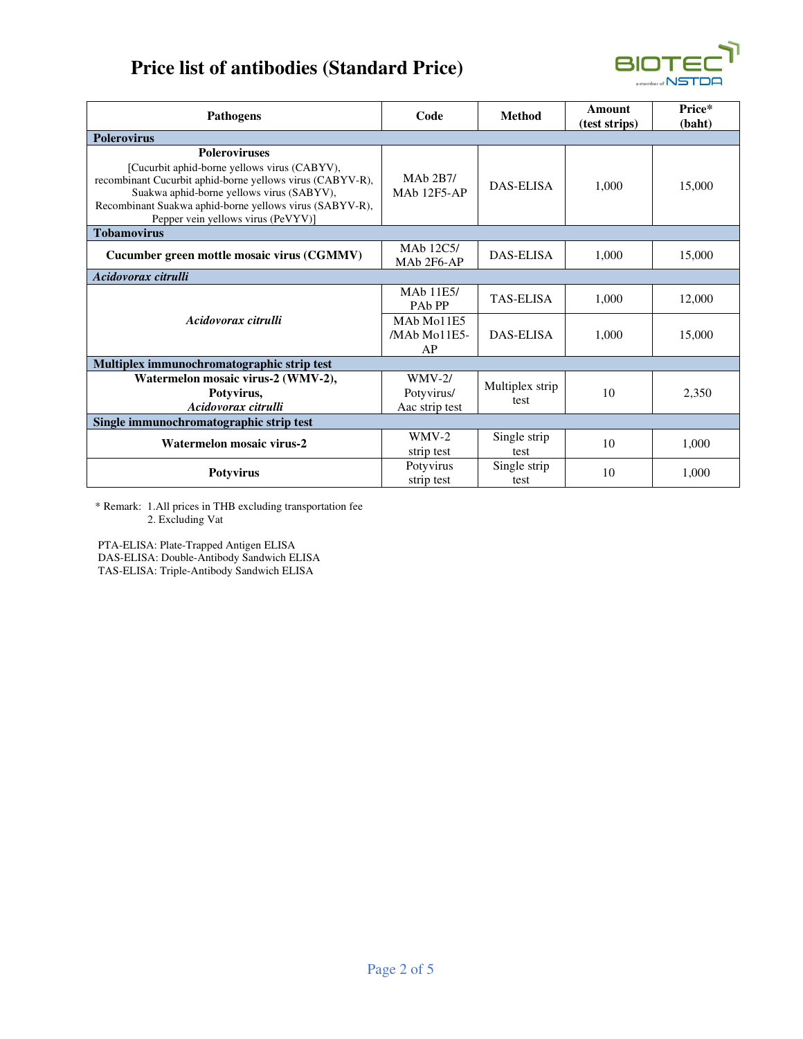# Price list of antibodies (Standard Price)

| Pathogens | Code | Method | Amount (test strips) | Price* (baht) |
|---|---|---|---|---|
| **Polerovirus** | | | | |
| **Poleroviruses** [Cucurbit aphid-borne yellows virus (CABYV), recombinant Cucurbit aphid-borne yellows virus (CABYV-R), Suakwa aphid-borne yellows virus (SABYV), Recombinant Suakwa aphid-borne yellows virus (SABYV-R), Pepper vein yellows virus (PeVYV)] | MAb 2B7/ MAb 12F5-AP | DAS-ELISA | 1,000 | 15,000 |
| **Tobamovirus** | | | | |
| **Cucumber green mottle mosaic virus (CGMMV)** | MAb 12C5/ MAb 2F6-AP | DAS-ELISA | 1,000 | 15,000 |
| ***Acidovorax citrulli*** | | | | |
| *Acidovorax citrulli* | MAb 11E5/ PAb PP | TAS-ELISA | 1,000 | 12,000 |
| | MAb Mo11E5 /MAb Mo11E5-AP | DAS-ELISA | 1,000 | 15,000 |
| **Multiplex immunochromatographic strip test** | | | | |
| **Watermelon mosaic virus-2 (WMV-2), Potyvirus, *Acidovorax citrulli*** | WMV-2/ Potyvirus/ Aac strip test | Multiplex strip test | 10 | 2,350 |
| **Single immunochromatographic strip test** | | | | |
| **Watermelon mosaic virus-2** | WMV-2 strip test | Single strip test | 10 | 1,000 |
| **Potyvirus** | Potyvirus strip test | Single strip test | 10 | 1,000 |

\* Remark: 1.All prices in THB excluding transportation fee
2. Excluding Vat

PTA-ELISA: Plate-Trapped Antigen ELISA
DAS-ELISA: Double-Antibody Sandwich ELISA
TAS-ELISA: Triple-Antibody Sandwich ELISA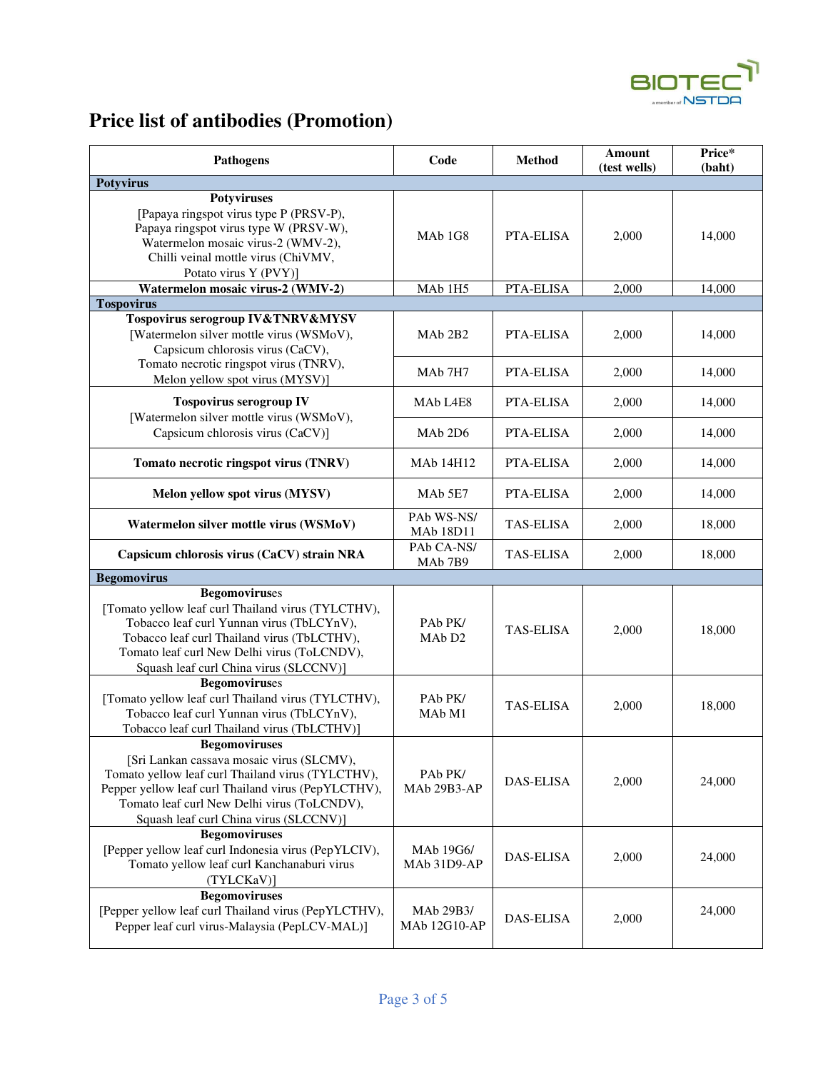# Price list of antibodies (Promotion)

| Pathogens | Code | Method | Amount (test wells) | Price* (baht) |
|---|---|---|---|---|
| **Potyvirus** | | | | |
| **Potyviruses** [Papaya ringspot virus type P (PRSV-P), Papaya ringspot virus type W (PRSV-W), Watermelon mosaic virus-2 (WMV-2), Chilli veinal mottle virus (ChiVMV, Potato virus Y (PVY)] | MAb 1G8 | PTA-ELISA | 2,000 | 14,000 |
| **Watermelon mosaic virus-2 (WMV-2)** | MAb 1H5 | PTA-ELISA | 2,000 | 14,000 |
| **Tospovirus** | | | | |
| **Tospovirus serogroup IV&TNRV&MYSV** [Watermelon silver mottle virus (WSMoV), Capsicum chlorosis virus (CaCV), Tomato necrotic ringspot virus (TNRV), Melon yellow spot virus (MYSV)] | MAb 2B2 | PTA-ELISA | 2,000 | 14,000 |
| | MAb 7H7 | PTA-ELISA | 2,000 | 14,000 |
| **Tospovirus serogroup IV** [Watermelon silver mottle virus (WSMoV), Capsicum chlorosis virus (CaCV)] | MAb L4E8 | PTA-ELISA | 2,000 | 14,000 |
| | MAb 2D6 | PTA-ELISA | 2,000 | 14,000 |
| **Tomato necrotic ringspot virus (TNRV)** | MAb 14H12 | PTA-ELISA | 2,000 | 14,000 |
| **Melon yellow spot virus (MYSV)** | MAb 5E7 | PTA-ELISA | 2,000 | 14,000 |
| **Watermelon silver mottle virus (WSMoV)** | PAb WS-NS/ MAb 18D11 | TAS-ELISA | 2,000 | 18,000 |
| **Capsicum chlorosis virus (CaCV) strain NRA** | PAb CA-NS/ MAb 7B9 | TAS-ELISA | 2,000 | 18,000 |
| **Begomovirus** | | | | |
| **Begomoviruses** [Tomato yellow leaf curl Thailand virus (TYLCTHV), Tobacco leaf curl Yunnan virus (TbLCYnV), Tobacco leaf curl Thailand virus (TbLCTHV), Tomato leaf curl New Delhi virus (ToLCNDV), Squash leaf curl China virus (SLCCNV)] | PAb PK/ MAb D2 | TAS-ELISA | 2,000 | 18,000 |
| **Begomoviruses** [Tomato yellow leaf curl Thailand virus (TYLCTHV), Tobacco leaf curl Yunnan virus (TbLCYnV), Tobacco leaf curl Thailand virus (TbLCTHV)] | PAb PK/ MAb M1 | TAS-ELISA | 2,000 | 18,000 |
| **Begomoviruses** [Sri Lankan cassava mosaic virus (SLCMV), Tomato yellow leaf curl Thailand virus (TYLCTHV), Pepper yellow leaf curl Thailand virus (PepYLCTHV), Tomato leaf curl New Delhi virus (ToLCNDV), Squash leaf curl China virus (SLCCNV)] | PAb PK/ MAb 29B3-AP | DAS-ELISA | 2,000 | 24,000 |
| **Begomoviruses** [Pepper yellow leaf curl Indonesia virus (PepYLCIV), Tomato yellow leaf curl Kanchanaburi virus (TYLCKaV)] | MAb 19G6/ MAb 31D9-AP | DAS-ELISA | 2,000 | 24,000 |
| **Begomoviruses** [Pepper yellow leaf curl Thailand virus (PepYLCTHV), Pepper leaf curl virus-Malaysia (PepLCV-MAL)] | MAb 29B3/ MAb 12G10-AP | DAS-ELISA | 2,000 | 24,000 |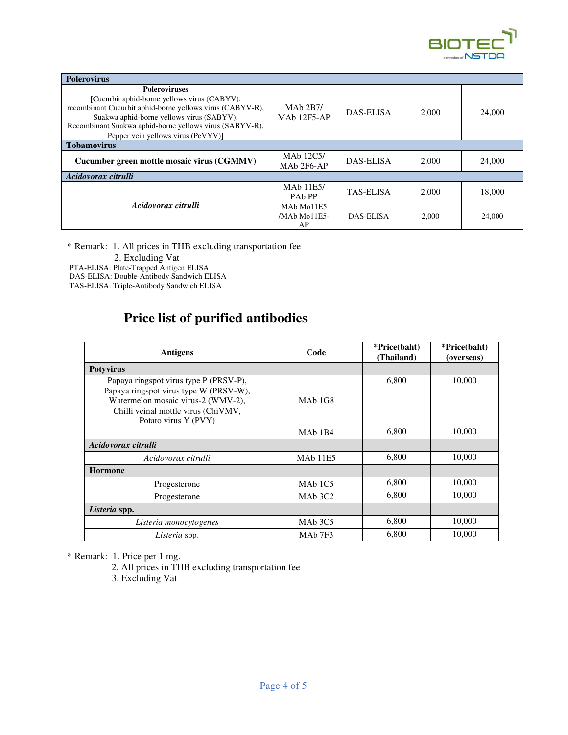| | | | | |
|---|---|---|---|---|
| **Polerovirus** | | | | |
| **Poleroviruses** [Cucurbit aphid-borne yellows virus (CABYV), recombinant Cucurbit aphid-borne yellows virus (CABYV-R), Suakwa aphid-borne yellows virus (SABYV), Recombinant Suakwa aphid-borne yellows virus (SABYV-R), Pepper vein yellows virus (PeVYV)] | MAb 2B7/ MAb 12F5-AP | DAS-ELISA | 2,000 | 24,000 |
| **Tobamovirus** | | | | |
| **Cucumber green mottle mosaic virus (CGMMV)** | MAb 12C5/ MAb 2F6-AP | DAS-ELISA | 2,000 | 24,000 |
| ***Acidovorax citrulli*** | | | | |
| *Acidovorax citrulli* | MAb 11E5/ PAb PP | TAS-ELISA | 2,000 | 18,000 |
| | MAb Mo11E5 /MAb Mo11E5-AP | DAS-ELISA | 2,000 | 24,000 |

\* Remark: 1. All prices in THB excluding transportation fee
2. Excluding Vat

PTA-ELISA: Plate-Trapped Antigen ELISA
DAS-ELISA: Double-Antibody Sandwich ELISA
TAS-ELISA: Triple-Antibody Sandwich ELISA

## Price list of purified antibodies

| Antigens | Code | *Price(baht) (Thailand) | *Price(baht) (overseas) |
|---|---|---|---|
| **Potyvirus** | | | |
| Papaya ringspot virus type P (PRSV-P), Papaya ringspot virus type W (PRSV-W), Watermelon mosaic virus-2 (WMV-2), Chilli veinal mottle virus (ChiVMV, Potato virus Y (PVY) | MAb 1G8 | 6,800 | 10,000 |
| | MAb 1B4 | 6,800 | 10,000 |
| ***Acidovorax citrulli*** | | | |
| *Acidovorax citrulli* | MAb 11E5 | 6,800 | 10,000 |
| **Hormone** | | | |
| Progesterone | MAb 1C5 | 6,800 | 10,000 |
| Progesterone | MAb 3C2 | 6,800 | 10,000 |
| ***Listeria* spp.** | | | |
| *Listeria monocytogenes* | MAb 3C5 | 6,800 | 10,000 |
| *Listeria* spp. | MAb 7F3 | 6,800 | 10,000 |

\* Remark: 1. Price per 1 mg.
2. All prices in THB excluding transportation fee
3. Excluding Vat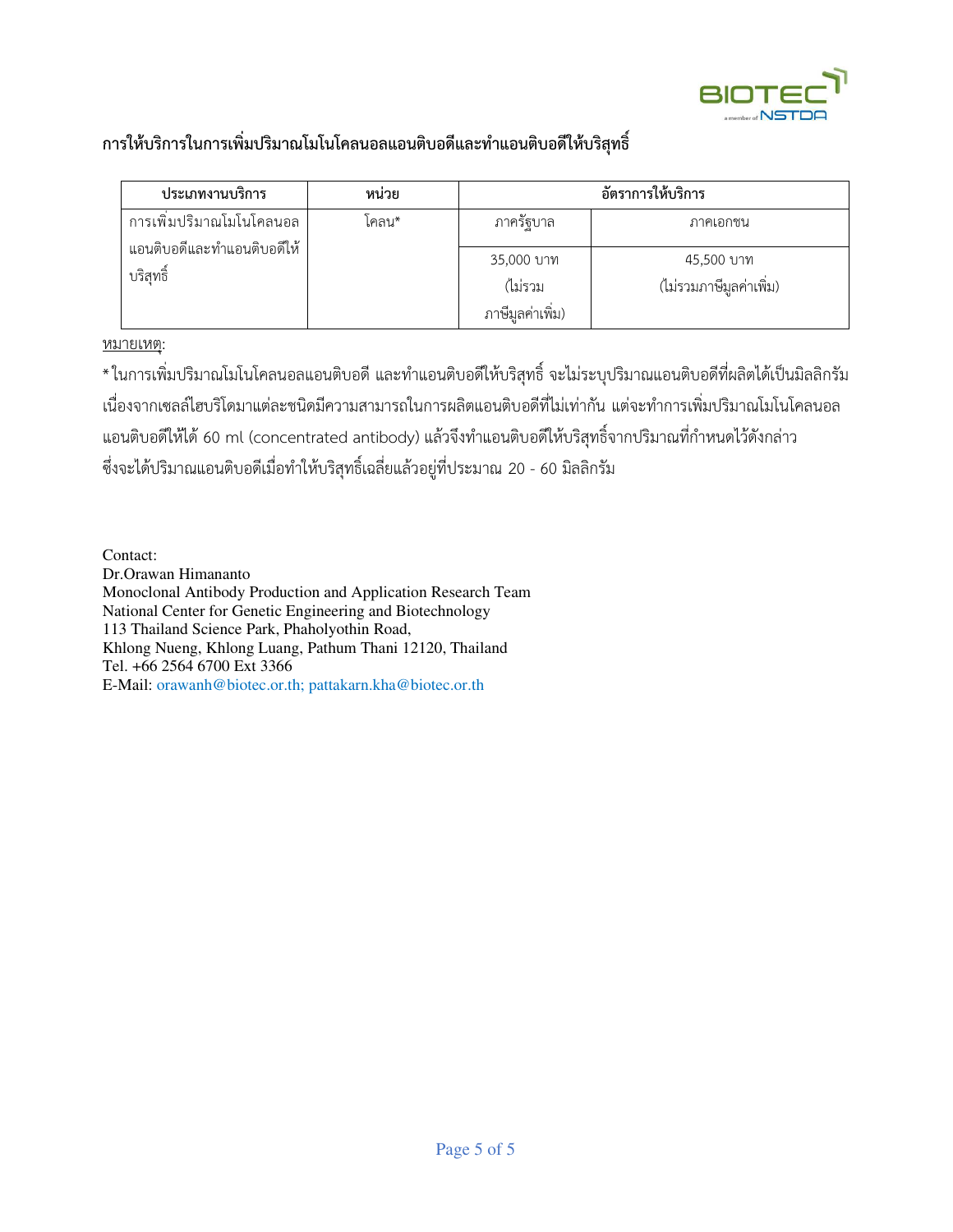## การให้บริการในการเพิ่มปริมาณโมโนโคลนอลแอนติบอดีและทำแอนติบอดีให้บริสุทธิ์

| ประเภทงานบริการ | หน่วย | อัตราการให้บริการ | |
|---|---|---|---|
| การเพิ่มปริมาณโมโนโคลนอลแอนติบอดีและทำแอนติบอดีให้บริสุทธิ์ | โคลน* | ภาครัฐบาล | ภาคเอกชน |
| | | 35,000 บาท (ไม่รวมภาษีมูลค่าเพิ่ม) | 45,500 บาท (ไม่รวมภาษีมูลค่าเพิ่ม) |

หมายเหตุ:

* ในการเพิ่มปริมาณโมโนโคลนอลแอนติบอดี และทำแอนติบอดีให้บริสุทธิ์ จะไม่ระบุปริมาณแอนติบอดีที่ผลิตได้เป็นมิลลิกรัม เนื่องจากเซลล์ไฮบริโดมาแต่ละชนิดมีความสามารถในการผลิตแอนติบอดีที่ไม่เท่ากัน แต่จะทำการเพิ่มปริมาณโมโนโคลนอลแอนติบอดีให้ได้ 60 ml (concentrated antibody) แล้วจึงทำแอนติบอดีให้บริสุทธิ์จากปริมาณที่กำหนดไว้ดังกล่าว ซึ่งจะได้ปริมาณแอนติบอดีเมื่อทำให้บริสุทธิ์เฉลี่ยแล้วอยู่ที่ประมาณ 20 - 60 มิลลิกรัม

Contact:
Dr.Orawan Himananto
Monoclonal Antibody Production and Application Research Team
National Center for Genetic Engineering and Biotechnology
113 Thailand Science Park, Phaholyothin Road,
Khlong Nueng, Khlong Luang, Pathum Thani 12120, Thailand
Tel. +66 2564 6700 Ext 3366
E-Mail: orawanh@biotec.or.th; pattakarn.kha@biotec.or.th